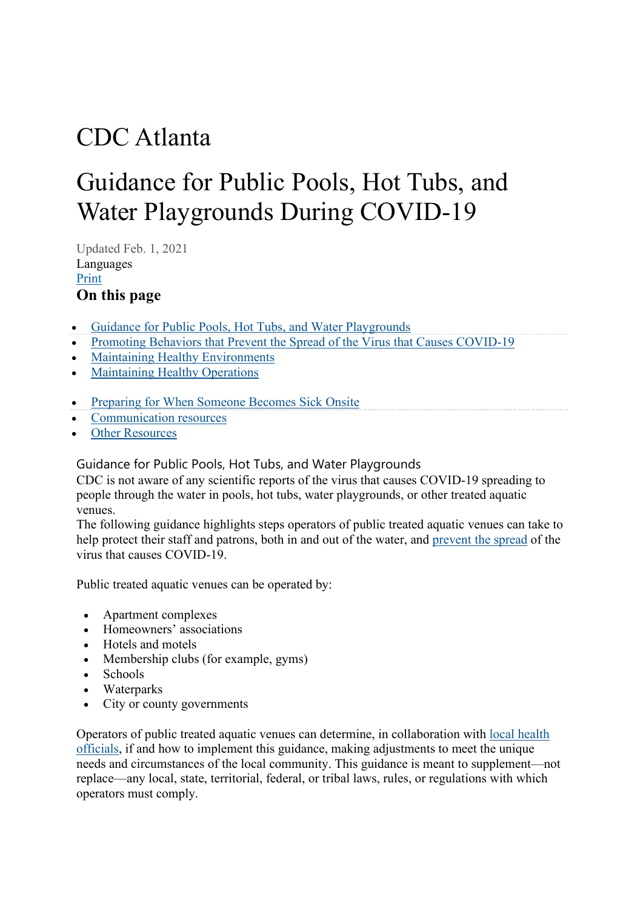# CDC Atlanta

# Guidance for Public Pools, Hot Tubs, and Water Playgrounds During COVID-19

Updated Feb. 1, 2021

Languages

Print

**On this page**

- Guidance for Public Pools, Hot Tubs, and Water Playgrounds
- Promoting Behaviors that Prevent the Spread of the Virus that Causes COVID-19
- Maintaining Healthy Environments
- Maintaining Healthy Operations

- Preparing for When Someone Becomes Sick Onsite
- Communication resources
- Other Resources

## Guidance for Public Pools, Hot Tubs, and Water Playgrounds

CDC is not aware of any scientific reports of the virus that causes COVID-19 spreading to people through the water in pools, hot tubs, water playgrounds, or other treated aquatic venues.

The following guidance highlights steps operators of public treated aquatic venues can take to help protect their staff and patrons, both in and out of the water, and prevent the spread of the virus that causes COVID-19.

Public treated aquatic venues can be operated by:

- Apartment complexes
- Homeowners' associations
- Hotels and motels
- Membership clubs (for example, gyms)
- Schools
- Waterparks
- City or county governments

Operators of public treated aquatic venues can determine, in collaboration with local health officials, if and how to implement this guidance, making adjustments to meet the unique needs and circumstances of the local community. This guidance is meant to supplement—not replace—any local, state, territorial, federal, or tribal laws, rules, or regulations with which operators must comply.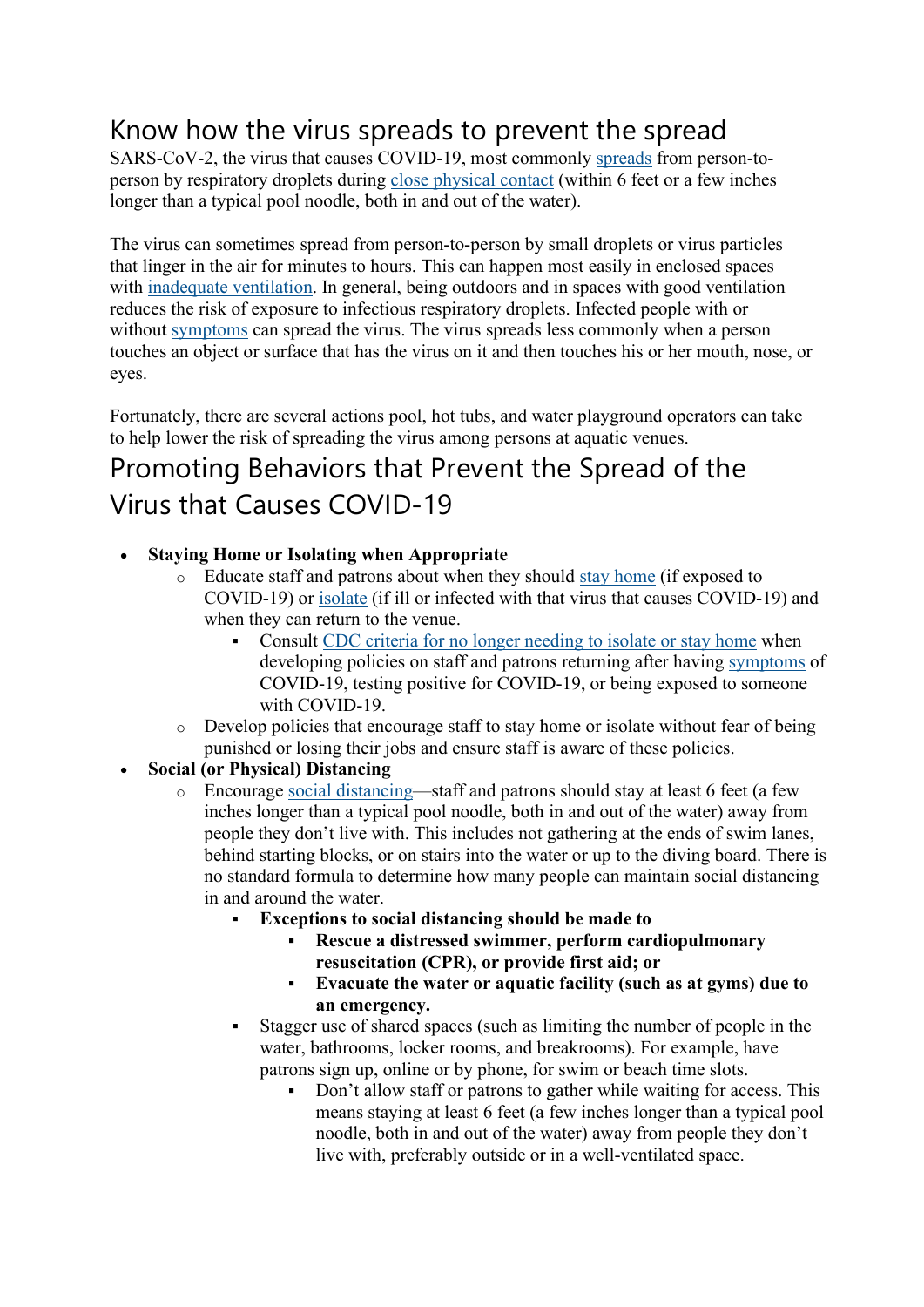# Know how the virus spreads to prevent the spread

SARS-CoV-2, the virus that causes COVID-19, most commonly spreads from person-to-person by respiratory droplets during close physical contact (within 6 feet or a few inches longer than a typical pool noodle, both in and out of the water).

The virus can sometimes spread from person-to-person by small droplets or virus particles that linger in the air for minutes to hours. This can happen most easily in enclosed spaces with inadequate ventilation. In general, being outdoors and in spaces with good ventilation reduces the risk of exposure to infectious respiratory droplets. Infected people with or without symptoms can spread the virus. The virus spreads less commonly when a person touches an object or surface that has the virus on it and then touches his or her mouth, nose, or eyes.

Fortunately, there are several actions pool, hot tubs, and water playground operators can take to help lower the risk of spreading the virus among persons at aquatic venues.

# Promoting Behaviors that Prevent the Spread of the Virus that Causes COVID-19

- **Staying Home or Isolating when Appropriate**
  - Educate staff and patrons about when they should stay home (if exposed to COVID-19) or isolate (if ill or infected with that virus that causes COVID-19) and when they can return to the venue.
    - Consult CDC criteria for no longer needing to isolate or stay home when developing policies on staff and patrons returning after having symptoms of COVID-19, testing positive for COVID-19, or being exposed to someone with COVID-19.
  - Develop policies that encourage staff to stay home or isolate without fear of being punished or losing their jobs and ensure staff is aware of these policies.
- **Social (or Physical) Distancing**
  - Encourage social distancing—staff and patrons should stay at least 6 feet (a few inches longer than a typical pool noodle, both in and out of the water) away from people they don't live with. This includes not gathering at the ends of swim lanes, behind starting blocks, or on stairs into the water or up to the diving board. There is no standard formula to determine how many people can maintain social distancing in and around the water.
    - **Exceptions to social distancing should be made to**
      - **Rescue a distressed swimmer, perform cardiopulmonary resuscitation (CPR), or provide first aid; or**
      - **Evacuate the water or aquatic facility (such as at gyms) due to an emergency.**
    - Stagger use of shared spaces (such as limiting the number of people in the water, bathrooms, locker rooms, and breakrooms). For example, have patrons sign up, online or by phone, for swim or beach time slots.
      - Don't allow staff or patrons to gather while waiting for access. This means staying at least 6 feet (a few inches longer than a typical pool noodle, both in and out of the water) away from people they don't live with, preferably outside or in a well-ventilated space.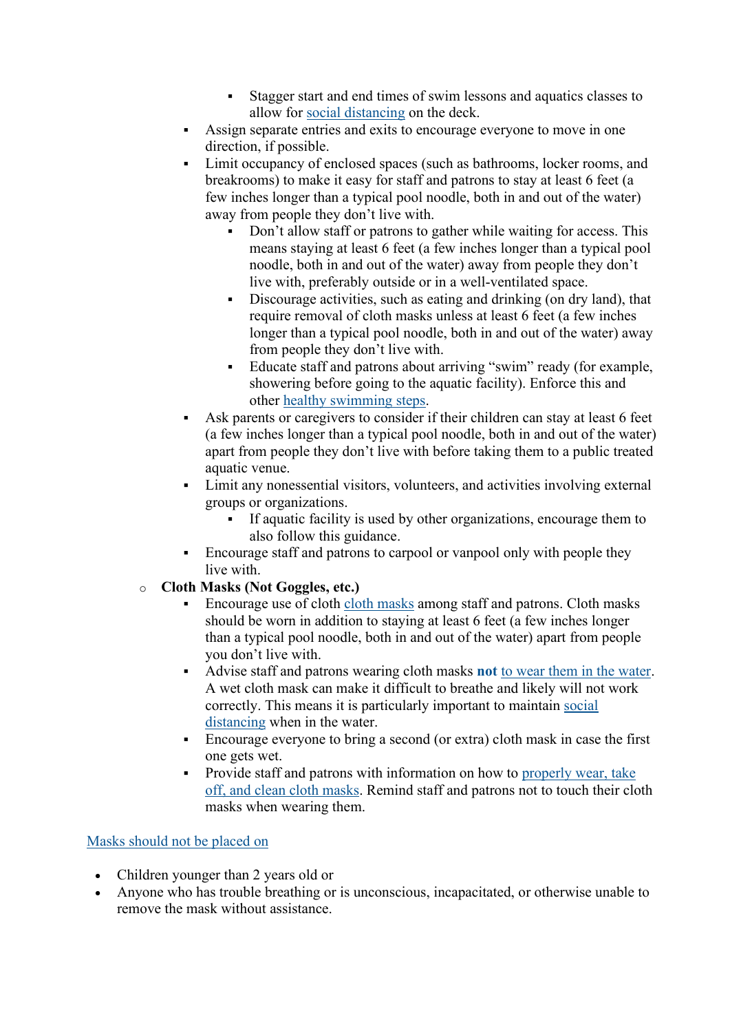- Stagger start and end times of swim lessons and aquatics classes to allow for [social distancing](#) on the deck.
    - Assign separate entries and exits to encourage everyone to move in one direction, if possible.
    - Limit occupancy of enclosed spaces (such as bathrooms, locker rooms, and breakrooms) to make it easy for staff and patrons to stay at least 6 feet (a few inches longer than a typical pool noodle, both in and out of the water) away from people they don't live with.
        - Don't allow staff or patrons to gather while waiting for access. This means staying at least 6 feet (a few inches longer than a typical pool noodle, both in and out of the water) away from people they don't live with, preferably outside or in a well-ventilated space.
        - Discourage activities, such as eating and drinking (on dry land), that require removal of cloth masks unless at least 6 feet (a few inches longer than a typical pool noodle, both in and out of the water) away from people they don't live with.
        - Educate staff and patrons about arriving "swim" ready (for example, showering before going to the aquatic facility). Enforce this and other [healthy swimming steps](#).
    - Ask parents or caregivers to consider if their children can stay at least 6 feet (a few inches longer than a typical pool noodle, both in and out of the water) apart from people they don't live with before taking them to a public treated aquatic venue.
    - Limit any nonessential visitors, volunteers, and activities involving external groups or organizations.
        - If aquatic facility is used by other organizations, encourage them to also follow this guidance.
    - Encourage staff and patrons to carpool or vanpool only with people they live with.
- **Cloth Masks (Not Goggles, etc.)**
    - Encourage use of cloth [cloth masks](#) among staff and patrons. Cloth masks should be worn in addition to staying at least 6 feet (a few inches longer than a typical pool noodle, both in and out of the water) apart from people you don't live with.
    - Advise staff and patrons wearing cloth masks **not** [to wear them in the water](#). A wet cloth mask can make it difficult to breathe and likely will not work correctly. This means it is particularly important to maintain [social distancing](#) when in the water.
    - Encourage everyone to bring a second (or extra) cloth mask in case the first one gets wet.
    - Provide staff and patrons with information on how to [properly wear, take off, and clean cloth masks](#). Remind staff and patrons not to touch their cloth masks when wearing them.

[Masks should not be placed on](#)

- Children younger than 2 years old or
- Anyone who has trouble breathing or is unconscious, incapacitated, or otherwise unable to remove the mask without assistance.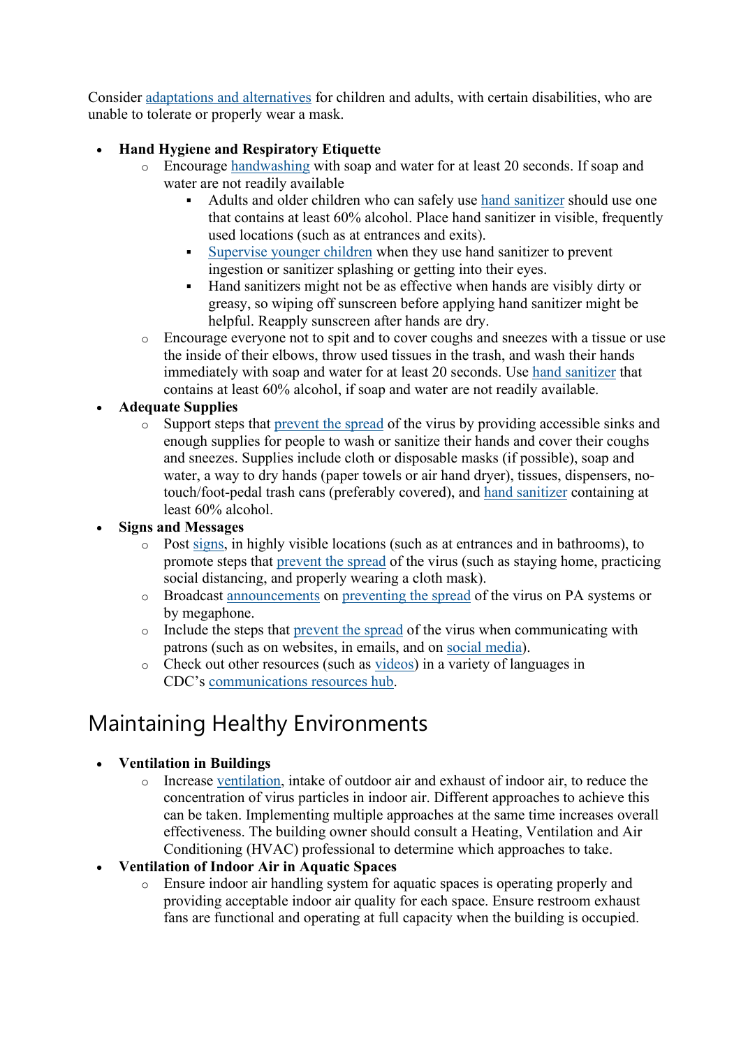Consider adaptations and alternatives for children and adults, with certain disabilities, who are unable to tolerate or properly wear a mask.

- **Hand Hygiene and Respiratory Etiquette**
  - Encourage handwashing with soap and water for at least 20 seconds. If soap and water are not readily available
    - Adults and older children who can safely use hand sanitizer should use one that contains at least 60% alcohol. Place hand sanitizer in visible, frequently used locations (such as at entrances and exits).
    - Supervise younger children when they use hand sanitizer to prevent ingestion or sanitizer splashing or getting into their eyes.
    - Hand sanitizers might not be as effective when hands are visibly dirty or greasy, so wiping off sunscreen before applying hand sanitizer might be helpful. Reapply sunscreen after hands are dry.
  - Encourage everyone not to spit and to cover coughs and sneezes with a tissue or use the inside of their elbows, throw used tissues in the trash, and wash their hands immediately with soap and water for at least 20 seconds. Use hand sanitizer that contains at least 60% alcohol, if soap and water are not readily available.
- **Adequate Supplies**
  - Support steps that prevent the spread of the virus by providing accessible sinks and enough supplies for people to wash or sanitize their hands and cover their coughs and sneezes. Supplies include cloth or disposable masks (if possible), soap and water, a way to dry hands (paper towels or air hand dryer), tissues, dispensers, no-touch/foot-pedal trash cans (preferably covered), and hand sanitizer containing at least 60% alcohol.
- **Signs and Messages**
  - Post signs, in highly visible locations (such as at entrances and in bathrooms), to promote steps that prevent the spread of the virus (such as staying home, practicing social distancing, and properly wearing a cloth mask).
  - Broadcast announcements on preventing the spread of the virus on PA systems or by megaphone.
  - Include the steps that prevent the spread of the virus when communicating with patrons (such as on websites, in emails, and on social media).
  - Check out other resources (such as videos) in a variety of languages in CDC's communications resources hub.

# Maintaining Healthy Environments

- **Ventilation in Buildings**
  - Increase ventilation, intake of outdoor air and exhaust of indoor air, to reduce the concentration of virus particles in indoor air. Different approaches to achieve this can be taken. Implementing multiple approaches at the same time increases overall effectiveness. The building owner should consult a Heating, Ventilation and Air Conditioning (HVAC) professional to determine which approaches to take.
- **Ventilation of Indoor Air in Aquatic Spaces**
  - Ensure indoor air handling system for aquatic spaces is operating properly and providing acceptable indoor air quality for each space. Ensure restroom exhaust fans are functional and operating at full capacity when the building is occupied.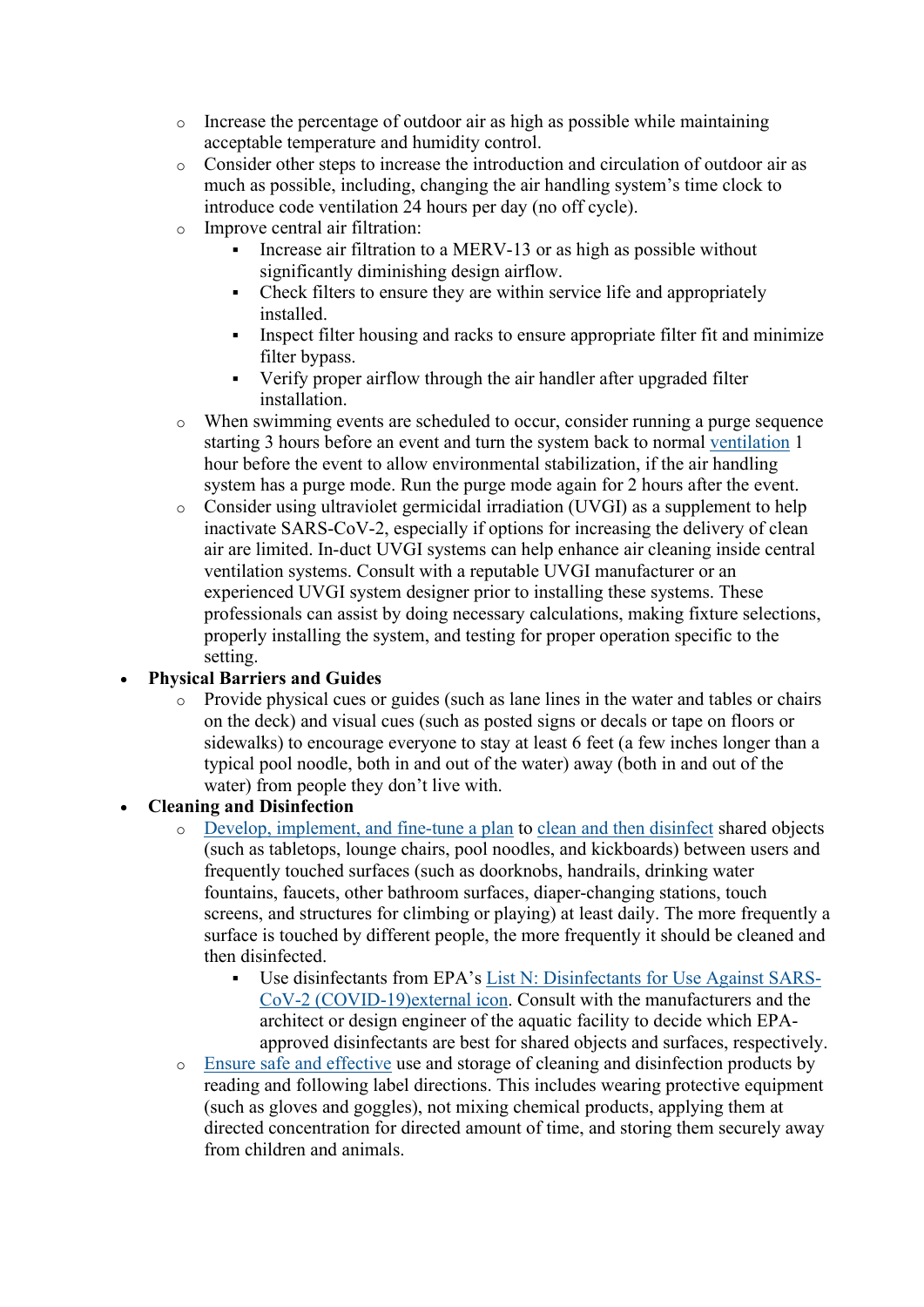- Increase the percentage of outdoor air as high as possible while maintaining acceptable temperature and humidity control.
    - Consider other steps to increase the introduction and circulation of outdoor air as much as possible, including, changing the air handling system's time clock to introduce code ventilation 24 hours per day (no off cycle).
    - Improve central air filtration:
        - Increase air filtration to a MERV-13 or as high as possible without significantly diminishing design airflow.
        - Check filters to ensure they are within service life and appropriately installed.
        - Inspect filter housing and racks to ensure appropriate filter fit and minimize filter bypass.
        - Verify proper airflow through the air handler after upgraded filter installation.
    - When swimming events are scheduled to occur, consider running a purge sequence starting 3 hours before an event and turn the system back to normal ventilation 1 hour before the event to allow environmental stabilization, if the air handling system has a purge mode. Run the purge mode again for 2 hours after the event.
    - Consider using ultraviolet germicidal irradiation (UVGI) as a supplement to help inactivate SARS-CoV-2, especially if options for increasing the delivery of clean air are limited. In-duct UVGI systems can help enhance air cleaning inside central ventilation systems. Consult with a reputable UVGI manufacturer or an experienced UVGI system designer prior to installing these systems. These professionals can assist by doing necessary calculations, making fixture selections, properly installing the system, and testing for proper operation specific to the setting.
- **Physical Barriers and Guides**
    - Provide physical cues or guides (such as lane lines in the water and tables or chairs on the deck) and visual cues (such as posted signs or decals or tape on floors or sidewalks) to encourage everyone to stay at least 6 feet (a few inches longer than a typical pool noodle, both in and out of the water) away (both in and out of the water) from people they don't live with.
- **Cleaning and Disinfection**
    - Develop, implement, and fine-tune a plan to clean and then disinfect shared objects (such as tabletops, lounge chairs, pool noodles, and kickboards) between users and frequently touched surfaces (such as doorknobs, handrails, drinking water fountains, faucets, other bathroom surfaces, diaper-changing stations, touch screens, and structures for climbing or playing) at least daily. The more frequently a surface is touched by different people, the more frequently it should be cleaned and then disinfected.
        - Use disinfectants from EPA's List N: Disinfectants for Use Against SARS-CoV-2 (COVID-19)external icon. Consult with the manufacturers and the architect or design engineer of the aquatic facility to decide which EPA-approved disinfectants are best for shared objects and surfaces, respectively.
    - Ensure safe and effective use and storage of cleaning and disinfection products by reading and following label directions. This includes wearing protective equipment (such as gloves and goggles), not mixing chemical products, applying them at directed concentration for directed amount of time, and storing them securely away from children and animals.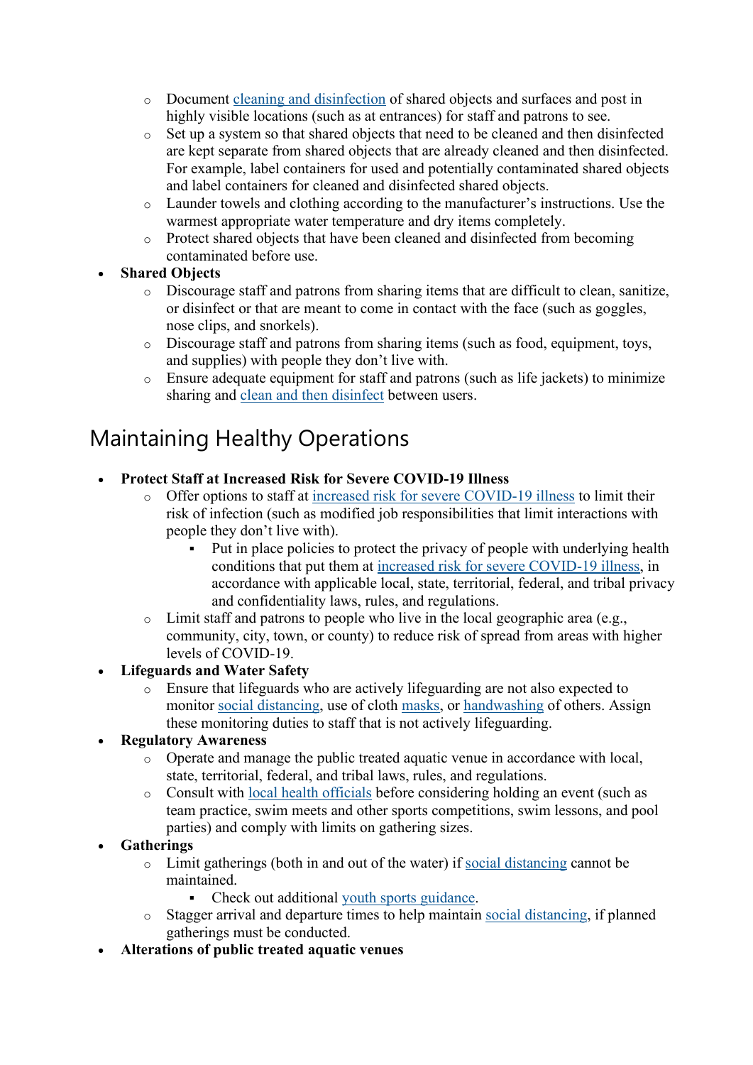- Document [cleaning and disinfection](#) of shared objects and surfaces and post in highly visible locations (such as at entrances) for staff and patrons to see.
    - Set up a system so that shared objects that need to be cleaned and then disinfected are kept separate from shared objects that are already cleaned and then disinfected. For example, label containers for used and potentially contaminated shared objects and label containers for cleaned and disinfected shared objects.
    - Launder towels and clothing according to the manufacturer's instructions. Use the warmest appropriate water temperature and dry items completely.
    - Protect shared objects that have been cleaned and disinfected from becoming contaminated before use.
- **Shared Objects**
    - Discourage staff and patrons from sharing items that are difficult to clean, sanitize, or disinfect or that are meant to come in contact with the face (such as goggles, nose clips, and snorkels).
    - Discourage staff and patrons from sharing items (such as food, equipment, toys, and supplies) with people they don't live with.
    - Ensure adequate equipment for staff and patrons (such as life jackets) to minimize sharing and clean and then disinfect between users.

# Maintaining Healthy Operations

- **Protect Staff at Increased Risk for Severe COVID-19 Illness**
    - Offer options to staff at increased risk for severe COVID-19 illness to limit their risk of infection (such as modified job responsibilities that limit interactions with people they don't live with).
        - Put in place policies to protect the privacy of people with underlying health conditions that put them at increased risk for severe COVID-19 illness, in accordance with applicable local, state, territorial, federal, and tribal privacy and confidentiality laws, rules, and regulations.
    - Limit staff and patrons to people who live in the local geographic area (e.g., community, city, town, or county) to reduce risk of spread from areas with higher levels of COVID-19.
- **Lifeguards and Water Safety**
    - Ensure that lifeguards who are actively lifeguarding are not also expected to monitor social distancing, use of cloth masks, or handwashing of others. Assign these monitoring duties to staff that is not actively lifeguarding.
- **Regulatory Awareness**
    - Operate and manage the public treated aquatic venue in accordance with local, state, territorial, federal, and tribal laws, rules, and regulations.
    - Consult with local health officials before considering holding an event (such as team practice, swim meets and other sports competitions, swim lessons, and pool parties) and comply with limits on gathering sizes.
- **Gatherings**
    - Limit gatherings (both in and out of the water) if social distancing cannot be maintained.
        - Check out additional youth sports guidance.
    - Stagger arrival and departure times to help maintain social distancing, if planned gatherings must be conducted.
- **Alterations of public treated aquatic venues**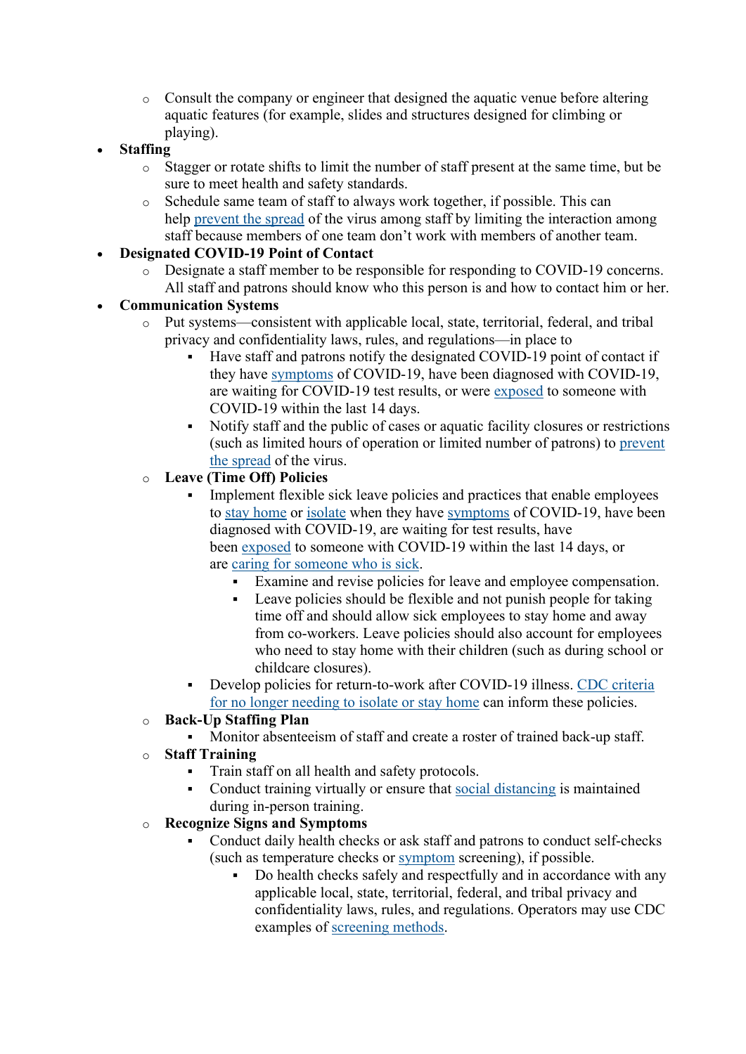- Consult the company or engineer that designed the aquatic venue before altering aquatic features (for example, slides and structures designed for climbing or playing).
- **Staffing**
  - Stagger or rotate shifts to limit the number of staff present at the same time, but be sure to meet health and safety standards.
  - Schedule same team of staff to always work together, if possible. This can help prevent the spread of the virus among staff by limiting the interaction among staff because members of one team don't work with members of another team.
- **Designated COVID-19 Point of Contact**
  - Designate a staff member to be responsible for responding to COVID-19 concerns. All staff and patrons should know who this person is and how to contact him or her.
- **Communication Systems**
  - Put systems—consistent with applicable local, state, territorial, federal, and tribal privacy and confidentiality laws, rules, and regulations—in place to
    - Have staff and patrons notify the designated COVID-19 point of contact if they have symptoms of COVID-19, have been diagnosed with COVID-19, are waiting for COVID-19 test results, or were exposed to someone with COVID-19 within the last 14 days.
    - Notify staff and the public of cases or aquatic facility closures or restrictions (such as limited hours of operation or limited number of patrons) to prevent the spread of the virus.
  - **Leave (Time Off) Policies**
    - Implement flexible sick leave policies and practices that enable employees to stay home or isolate when they have symptoms of COVID-19, have been diagnosed with COVID-19, are waiting for test results, have been exposed to someone with COVID-19 within the last 14 days, or are caring for someone who is sick.
      - Examine and revise policies for leave and employee compensation.
      - Leave policies should be flexible and not punish people for taking time off and should allow sick employees to stay home and away from co-workers. Leave policies should also account for employees who need to stay home with their children (such as during school or childcare closures).
    - Develop policies for return-to-work after COVID-19 illness. CDC criteria for no longer needing to isolate or stay home can inform these policies.
  - **Back-Up Staffing Plan**
    - Monitor absenteeism of staff and create a roster of trained back-up staff.
  - **Staff Training**
    - Train staff on all health and safety protocols.
    - Conduct training virtually or ensure that social distancing is maintained during in-person training.
  - **Recognize Signs and Symptoms**
    - Conduct daily health checks or ask staff and patrons to conduct self-checks (such as temperature checks or symptom screening), if possible.
      - Do health checks safely and respectfully and in accordance with any applicable local, state, territorial, federal, and tribal privacy and confidentiality laws, rules, and regulations. Operators may use CDC examples of screening methods.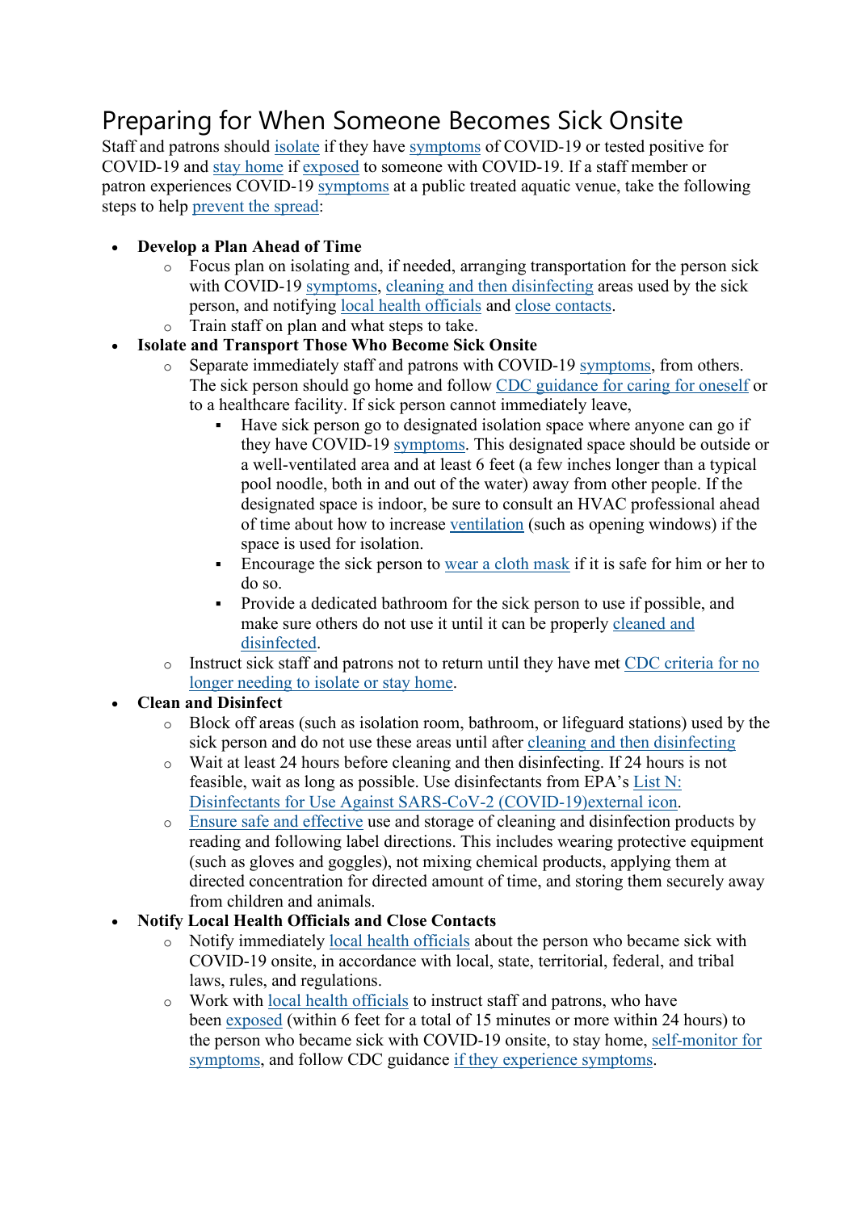# Preparing for When Someone Becomes Sick Onsite

Staff and patrons should isolate if they have symptoms of COVID-19 or tested positive for COVID-19 and stay home if exposed to someone with COVID-19. If a staff member or patron experiences COVID-19 symptoms at a public treated aquatic venue, take the following steps to help prevent the spread:

- **Develop a Plan Ahead of Time**
  - Focus plan on isolating and, if needed, arranging transportation for the person sick with COVID-19 symptoms, cleaning and then disinfecting areas used by the sick person, and notifying local health officials and close contacts.
  - Train staff on plan and what steps to take.
- **Isolate and Transport Those Who Become Sick Onsite**
  - Separate immediately staff and patrons with COVID-19 symptoms, from others. The sick person should go home and follow CDC guidance for caring for oneself or to a healthcare facility. If sick person cannot immediately leave,
    - Have sick person go to designated isolation space where anyone can go if they have COVID-19 symptoms. This designated space should be outside or a well-ventilated area and at least 6 feet (a few inches longer than a typical pool noodle, both in and out of the water) away from other people. If the designated space is indoor, be sure to consult an HVAC professional ahead of time about how to increase ventilation (such as opening windows) if the space is used for isolation.
    - Encourage the sick person to wear a cloth mask if it is safe for him or her to do so.
    - Provide a dedicated bathroom for the sick person to use if possible, and make sure others do not use it until it can be properly cleaned and disinfected.
  - Instruct sick staff and patrons not to return until they have met CDC criteria for no longer needing to isolate or stay home.
- **Clean and Disinfect**
  - Block off areas (such as isolation room, bathroom, or lifeguard stations) used by the sick person and do not use these areas until after cleaning and then disinfecting
  - Wait at least 24 hours before cleaning and then disinfecting. If 24 hours is not feasible, wait as long as possible. Use disinfectants from EPA's List N: Disinfectants for Use Against SARS-CoV-2 (COVID-19)external icon.
  - Ensure safe and effective use and storage of cleaning and disinfection products by reading and following label directions. This includes wearing protective equipment (such as gloves and goggles), not mixing chemical products, applying them at directed concentration for directed amount of time, and storing them securely away from children and animals.
- **Notify Local Health Officials and Close Contacts**
  - Notify immediately local health officials about the person who became sick with COVID-19 onsite, in accordance with local, state, territorial, federal, and tribal laws, rules, and regulations.
  - Work with local health officials to instruct staff and patrons, who have been exposed (within 6 feet for a total of 15 minutes or more within 24 hours) to the person who became sick with COVID-19 onsite, to stay home, self-monitor for symptoms, and follow CDC guidance if they experience symptoms.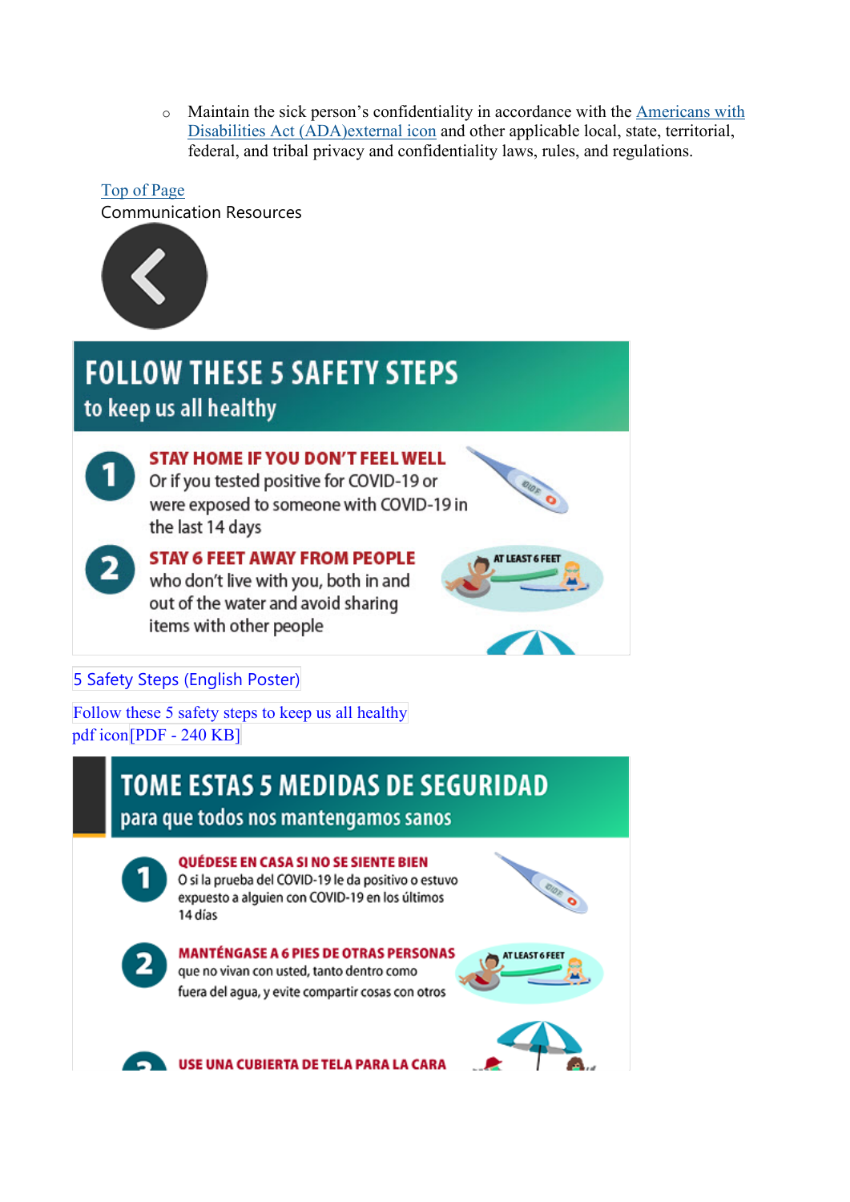- Maintain the sick person's confidentiality in accordance with the Americans with Disabilities Act (ADA)external icon and other applicable local, state, territorial, federal, and tribal privacy and confidentiality laws, rules, and regulations.

Top of Page

Communication Resources

FOLLOW THESE 5 SAFETY STEPS
to keep us all healthy

1 STAY HOME IF YOU DON'T FEEL WELL
Or if you tested positive for COVID-19 or were exposed to someone with COVID-19 in the last 14 days

2 STAY 6 FEET AWAY FROM PEOPLE
who don't live with you, both in and out of the water and avoid sharing items with other people

AT LEAST 6 FEET

5 Safety Steps (English Poster)

Follow these 5 safety steps to keep us all healthy
pdf icon[PDF - 240 KB]

TOME ESTAS 5 MEDIDAS DE SEGURIDAD
para que todos nos mantengamos sanos

1 QUÉDESE EN CASA SI NO SE SIENTE BIEN
O si la prueba del COVID-19 le da positivo o estuvo expuesto a alguien con COVID-19 en los últimos 14 días

2 MANTÉNGASE A 6 PIES DE OTRAS PERSONAS
que no vivan con usted, tanto dentro como fuera del agua, y evite compartir cosas con otros

AT LEAST 6 FEET

3 USE UNA CUBIERTA DE TELA PARA LA CARA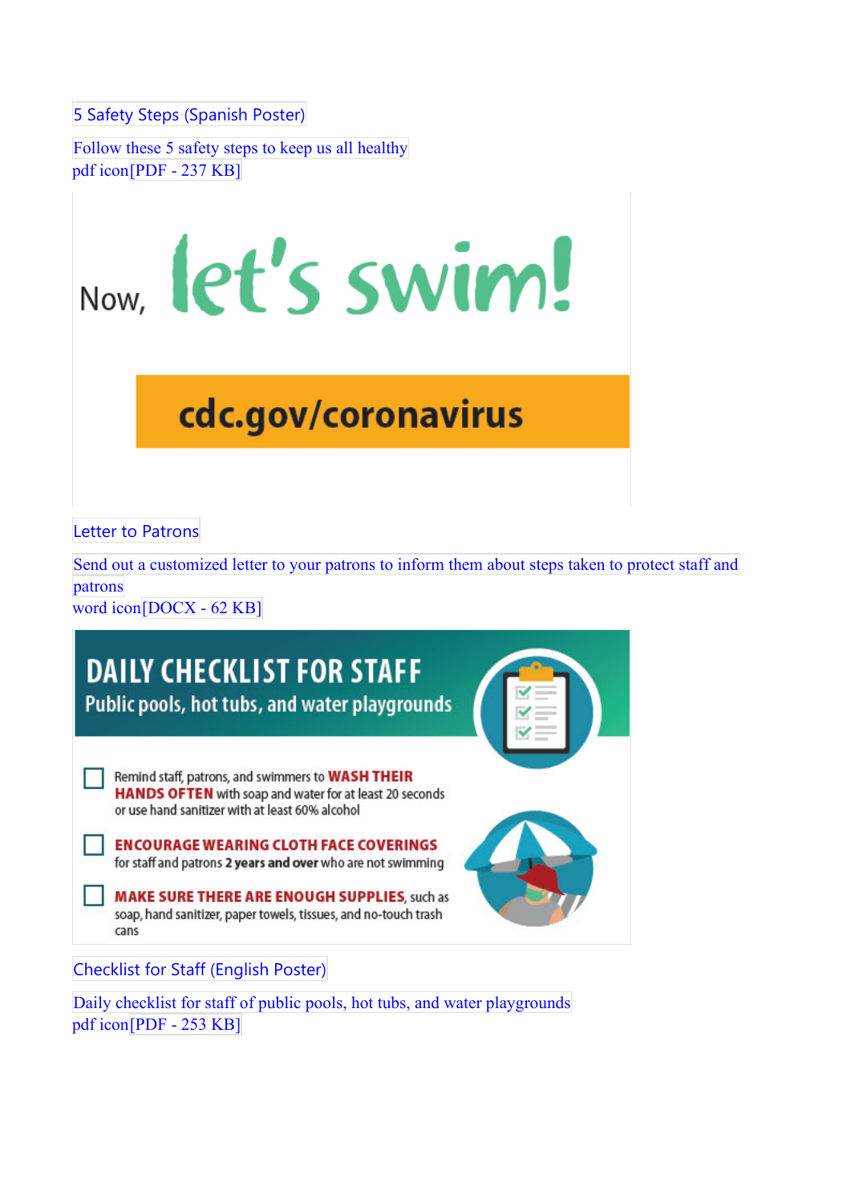5 Safety Steps (Spanish Poster)

Follow these 5 safety steps to keep us all healthy
pdf icon[PDF - 237 KB]

Now, let's swim!

cdc.gov/coronavirus

Letter to Patrons

Send out a customized letter to your patrons to inform them about steps taken to protect staff and patrons
word icon[DOCX - 62 KB]

DAILY CHECKLIST FOR STAFF

Public pools, hot tubs, and water playgrounds

- [ ] Remind staff, patrons, and swimmers to **WASH THEIR HANDS OFTEN** with soap and water for at least 20 seconds or use hand sanitizer with at least 60% alcohol
- [ ] **ENCOURAGE WEARING CLOTH FACE COVERINGS** for staff and patrons **2 years and over** who are not swimming
- [ ] **MAKE SURE THERE ARE ENOUGH SUPPLIES**, such as soap, hand sanitizer, paper towels, tissues, and no-touch trash cans

Checklist for Staff (English Poster)

Daily checklist for staff of public pools, hot tubs, and water playgrounds
pdf icon[PDF - 253 KB]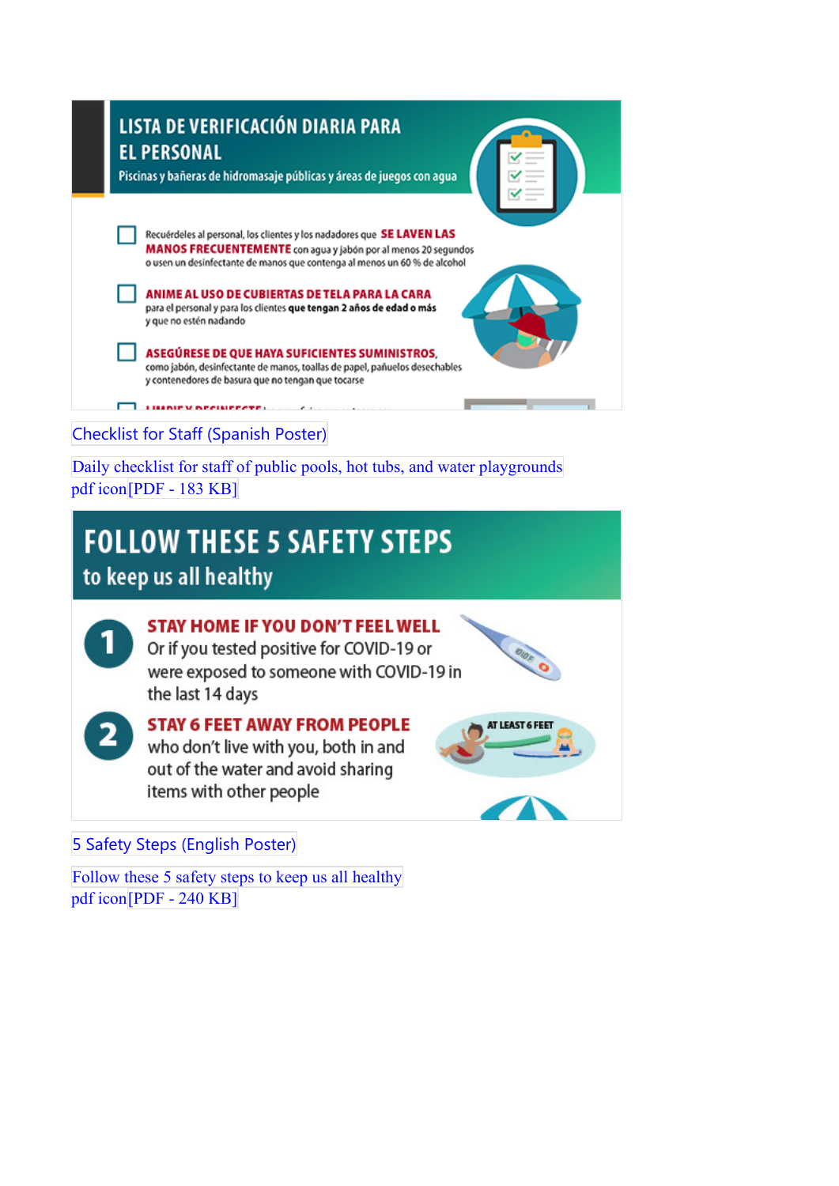# LISTA DE VERIFICACIÓN DIARIA PARA EL PERSONAL

Piscinas y bañeras de hidromasaje públicas y áreas de juegos con agua

- Recuérdeles al personal, los clientes y los nadadores que **SE LAVEN LAS MANOS FRECUENTEMENTE** con agua y jabón por al menos 20 segundos o usen un desinfectante de manos que contenga al menos un 60 % de alcohol
- **ANIME AL USO DE CUBIERTAS DE TELA PARA LA CARA** para el personal y para los clientes **que tengan 2 años de edad o más** y que no estén nadando
- **ASEGÚRESE DE QUE HAYA SUFICIENTES SUMINISTROS,** como jabón, desinfectante de manos, toallas de papel, pañuelos desechables y contenedores de basura que no tengan que tocarse

Checklist for Staff (Spanish Poster)

Daily checklist for staff of public pools, hot tubs, and water playgrounds
pdf icon[PDF - 183 KB]

# FOLLOW THESE 5 SAFETY STEPS

to keep us all healthy

1. **STAY HOME IF YOU DON'T FEEL WELL**
   Or if you tested positive for COVID-19 or were exposed to someone with COVID-19 in the last 14 days
2. **STAY 6 FEET AWAY FROM PEOPLE**
   who don't live with you, both in and out of the water and avoid sharing items with other people

AT LEAST 6 FEET

5 Safety Steps (English Poster)

Follow these 5 safety steps to keep us all healthy
pdf icon[PDF - 240 KB]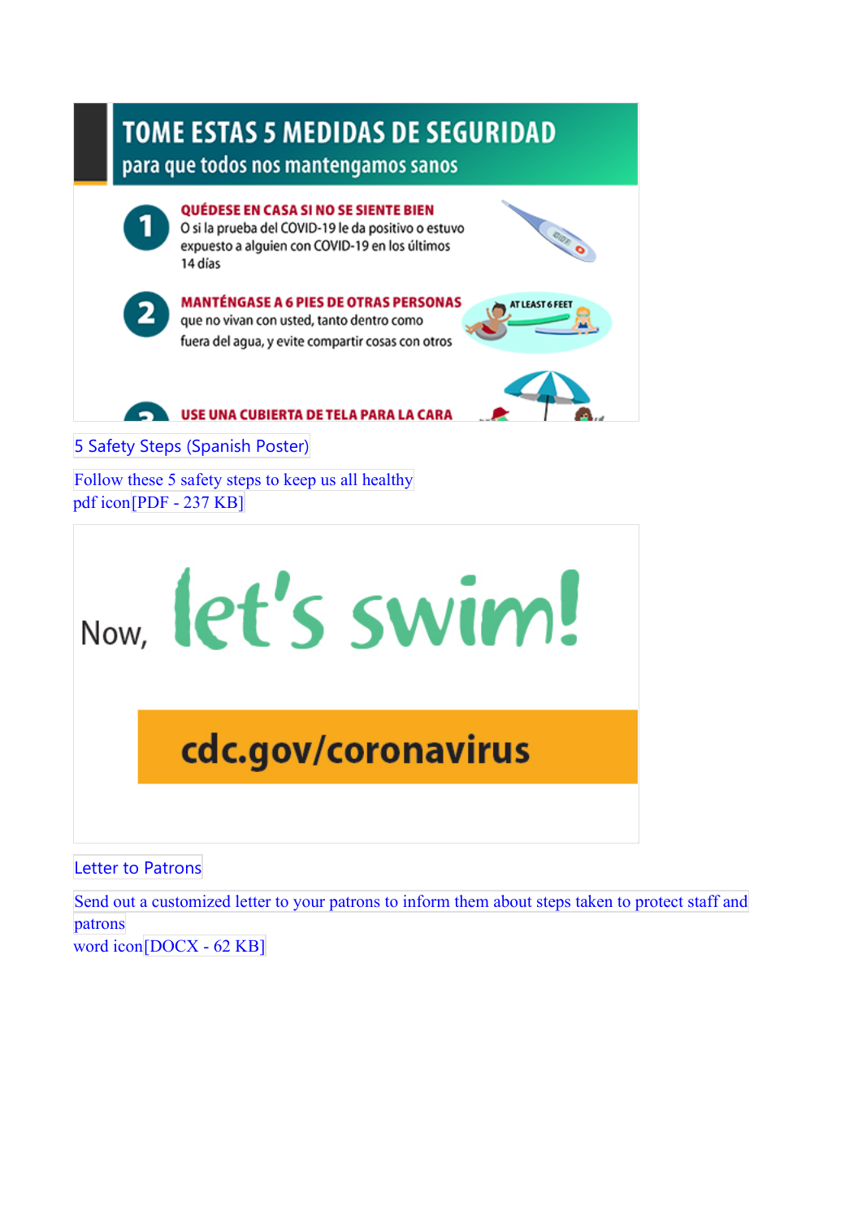TOME ESTAS 5 MEDIDAS DE SEGURIDAD

para que todos nos mantengamos sanos

1 QUÉDESE EN CASA SI NO SE SIENTE BIEN
O si la prueba del COVID-19 le da positivo o estuvo expuesto a alguien con COVID-19 en los últimos 14 días

2 MANTÉNGASE A 6 PIES DE OTRAS PERSONAS
que no vivan con usted, tanto dentro como fuera del agua, y evite compartir cosas con otros

AT LEAST 6 FEET

3 USE UNA CUBIERTA DE TELA PARA LA CARA

5 Safety Steps (Spanish Poster)

Follow these 5 safety steps to keep us all healthy
pdf icon[PDF - 237 KB]

Now, let's swim!

cdc.gov/coronavirus

Letter to Patrons

Send out a customized letter to your patrons to inform them about steps taken to protect staff and patrons
word icon[DOCX - 62 KB]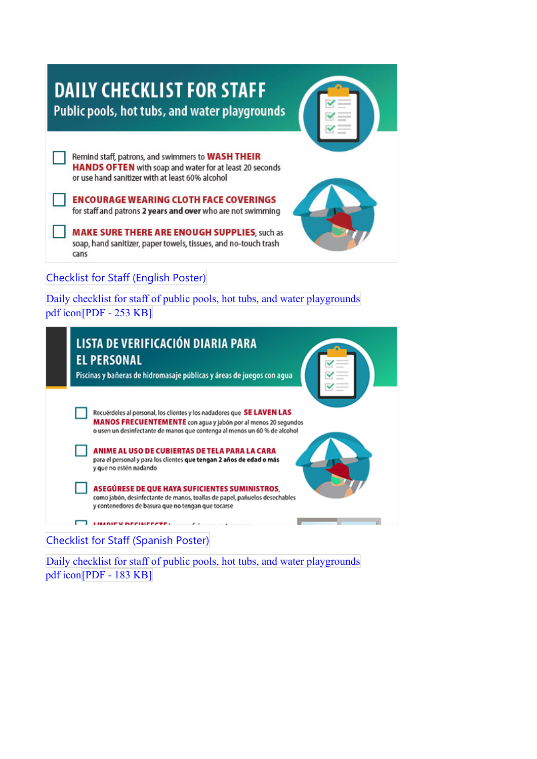# DAILY CHECKLIST FOR STAFF

## Public pools, hot tubs, and water playgrounds

- [ ] Remind staff, patrons, and swimmers to **WASH THEIR HANDS OFTEN** with soap and water for at least 20 seconds or use hand sanitizer with at least 60% alcohol
- [ ] **ENCOURAGE WEARING CLOTH FACE COVERINGS** for staff and patrons **2 years and over** who are not swimming
- [ ] **MAKE SURE THERE ARE ENOUGH SUPPLIES**, such as soap, hand sanitizer, paper towels, tissues, and no-touch trash cans

Checklist for Staff (English Poster)

Daily checklist for staff of public pools, hot tubs, and water playgrounds pdf icon[PDF - 253 KB]

# LISTA DE VERIFICACIÓN DIARIA PARA EL PERSONAL

## Piscinas y bañeras de hidromasaje públicas y áreas de juegos con agua

- [ ] Recuérdeles al personal, los clientes y los nadadores que **SE LAVEN LAS MANOS FRECUENTEMENTE** con agua y jabón por al menos 20 segundos o usen un desinfectante de manos que contenga al menos un 60 % de alcohol
- [ ] **ANIME AL USO DE CUBIERTAS DE TELA PARA LA CARA** para el personal y para los clientes **que tengan 2 años de edad o más** y que no estén nadando
- [ ] **ASEGÚRESE DE QUE HAYA SUFICIENTES SUMINISTROS**, como jabón, desinfectante de manos, toallas de papel, pañuelos desechables y contenedores de basura que no tengan que tocarse

Checklist for Staff (Spanish Poster)

Daily checklist for staff of public pools, hot tubs, and water playgrounds pdf icon[PDF - 183 KB]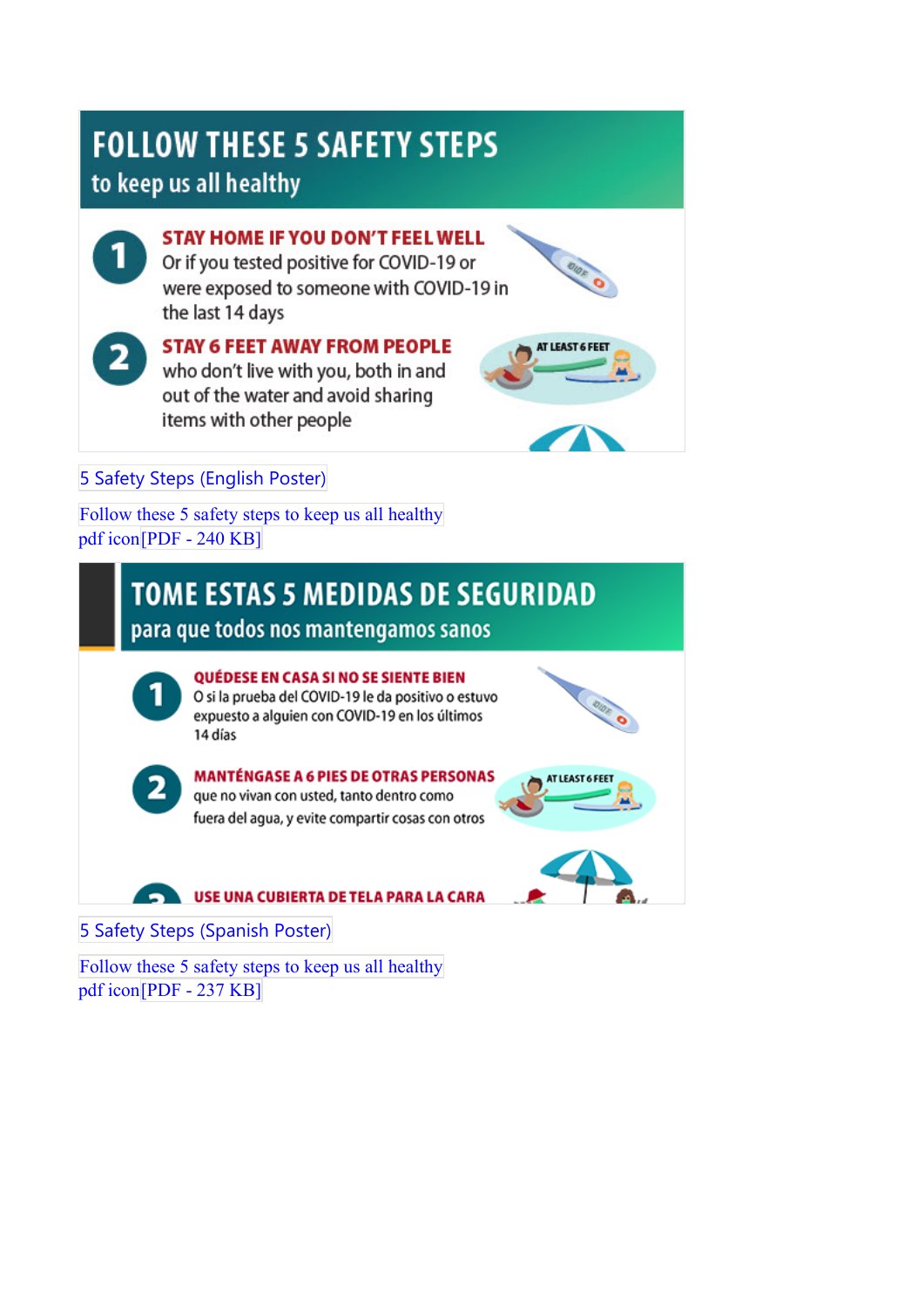# FOLLOW THESE 5 SAFETY STEPS

to keep us all healthy

**1 STAY HOME IF YOU DON'T FEEL WELL**

Or if you tested positive for COVID-19 or were exposed to someone with COVID-19 in the last 14 days

**2 STAY 6 FEET AWAY FROM PEOPLE**

who don't live with you, both in and out of the water and avoid sharing items with other people

AT LEAST 6 FEET

5 Safety Steps (English Poster)

Follow these 5 safety steps to keep us all healthy
pdf icon[PDF - 240 KB]

# TOME ESTAS 5 MEDIDAS DE SEGURIDAD

para que todos nos mantengamos sanos

**1 QUÉDESE EN CASA SI NO SE SIENTE BIEN**

O si la prueba del COVID-19 le da positivo o estuvo expuesto a alguien con COVID-19 en los últimos 14 días

**2 MANTÉNGASE A 6 PIES DE OTRAS PERSONAS**

que no vivan con usted, tanto dentro como fuera del agua, y evite compartir cosas con otros

AT LEAST 6 FEET

**3 USE UNA CUBIERTA DE TELA PARA LA CARA**

5 Safety Steps (Spanish Poster)

Follow these 5 safety steps to keep us all healthy
pdf icon[PDF - 237 KB]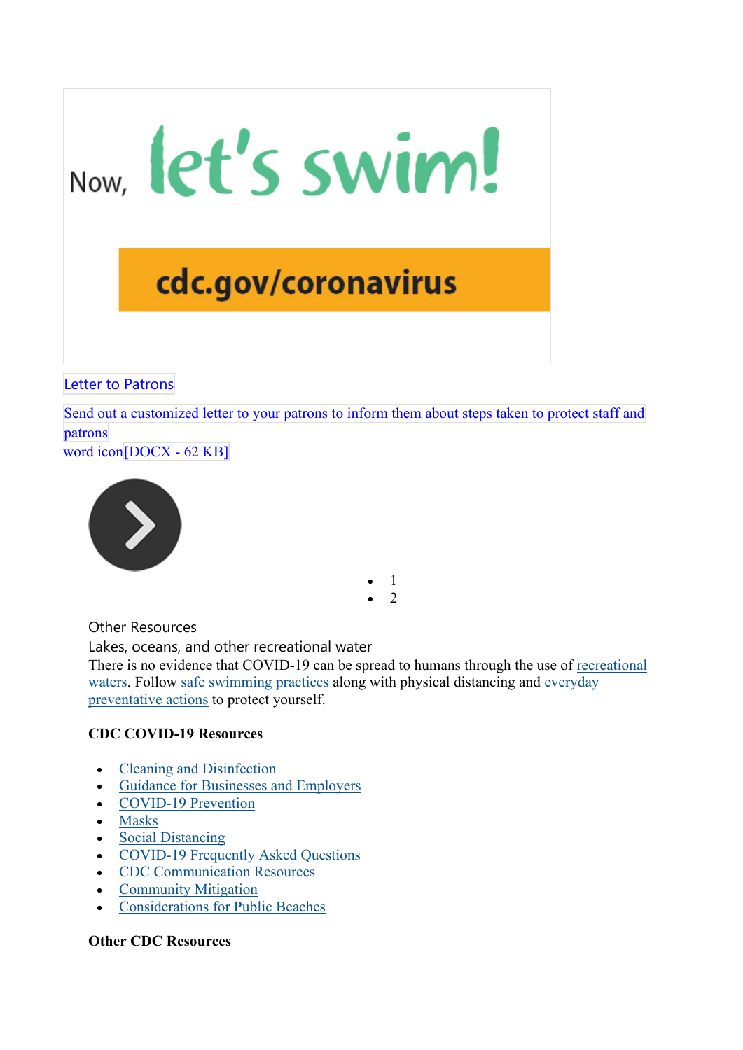Now, let's swim!

cdc.gov/coronavirus

Letter to Patrons

Send out a customized letter to your patrons to inform them about steps taken to protect staff and patrons

word icon[DOCX - 62 KB]

- 1
- 2

Other Resources

Lakes, oceans, and other recreational water

There is no evidence that COVID-19 can be spread to humans through the use of recreational waters. Follow safe swimming practices along with physical distancing and everyday preventative actions to protect yourself.

**CDC COVID-19 Resources**

- Cleaning and Disinfection
- Guidance for Businesses and Employers
- COVID-19 Prevention
- Masks
- Social Distancing
- COVID-19 Frequently Asked Questions
- CDC Communication Resources
- Community Mitigation
- Considerations for Public Beaches

**Other CDC Resources**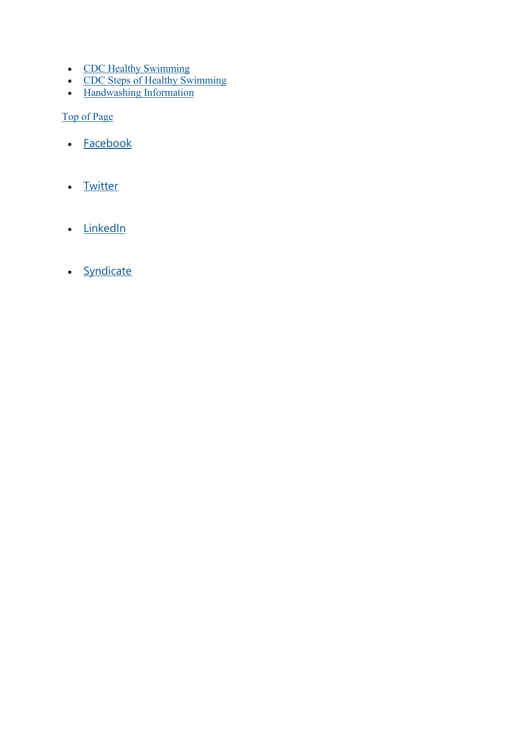- CDC Healthy Swimming
- CDC Steps of Healthy Swimming
- Handwashing Information

Top of Page

- Facebook
- Twitter
- LinkedIn
- Syndicate